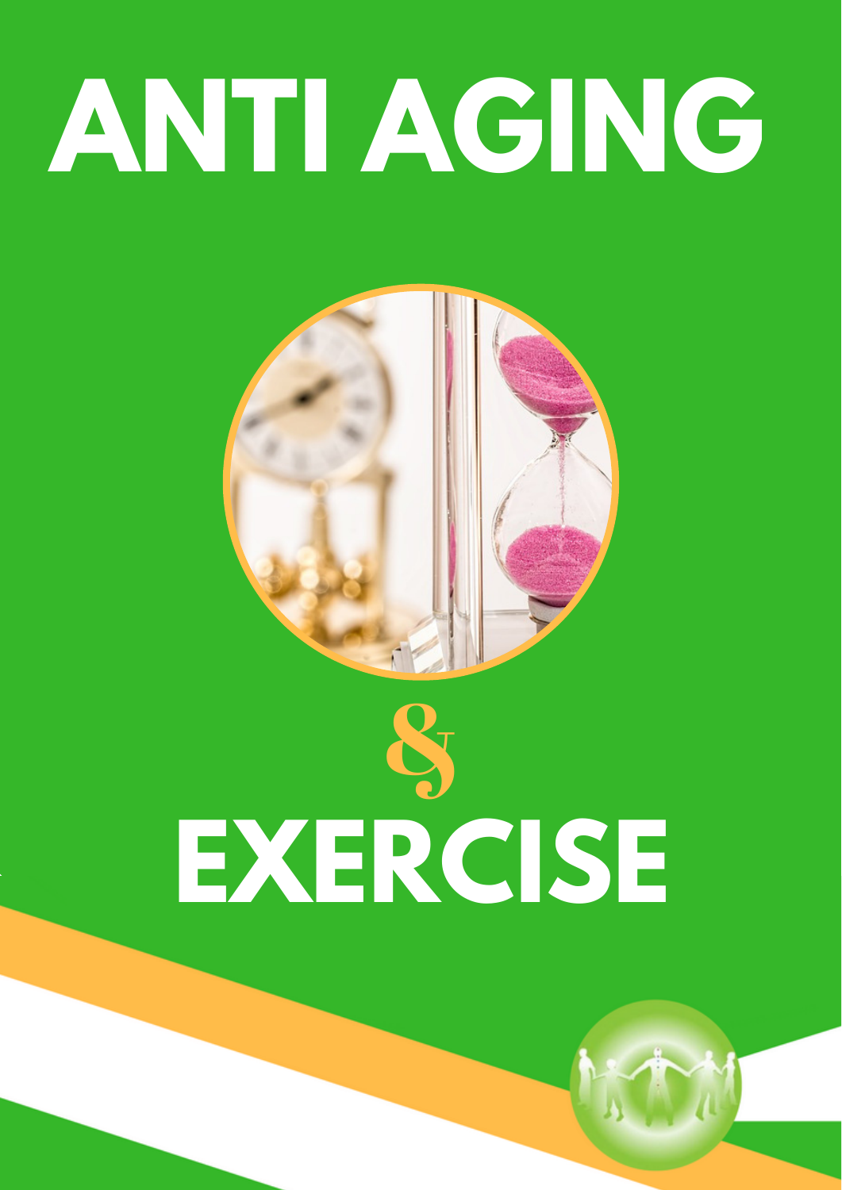# ANTI AGING

&

# EXERCISE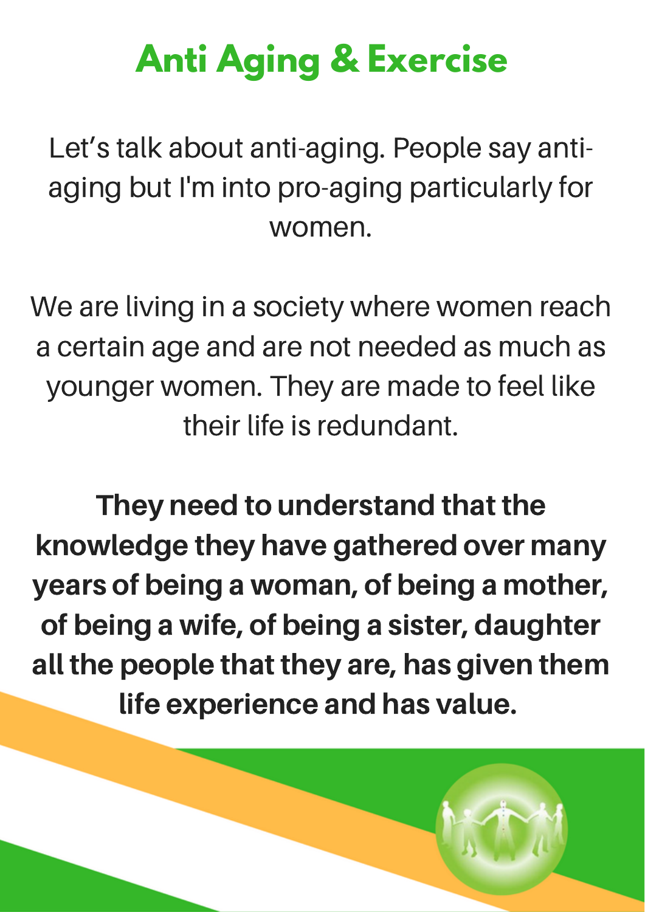# Anti Aging & Exercise

Let's talk about anti-aging. People say anti-aging but I'm into pro-aging particularly for women.

We are living in a society where women reach a certain age and are not needed as much as younger women. They are made to feel like their life is redundant.

**They need to understand that the knowledge they have gathered over many years of being a woman, of being a mother, of being a wife, of being a sister, daughter all the people that they are, has given them life experience and has value.**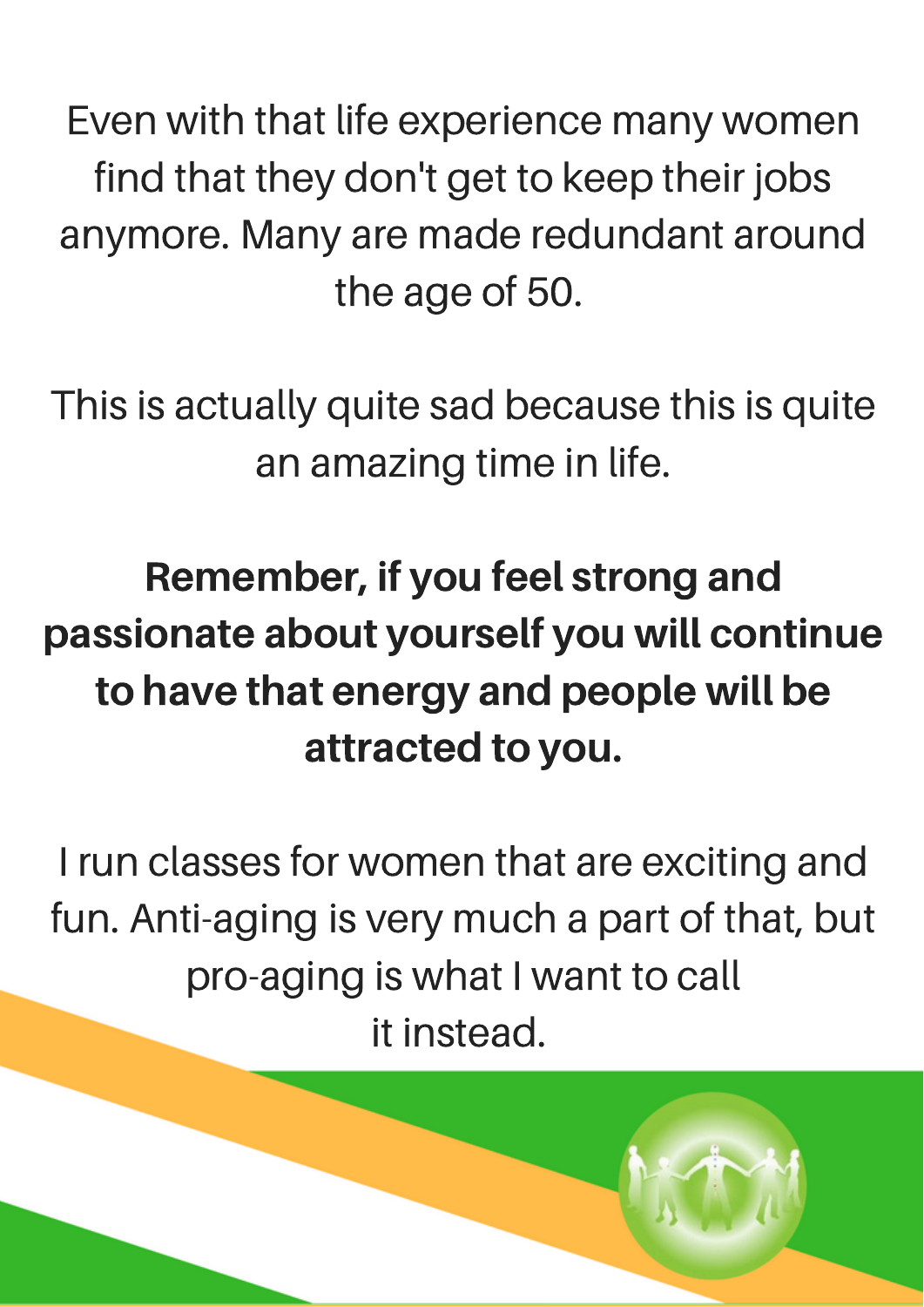Even with that life experience many women find that they don't get to keep their jobs anymore. Many are made redundant around the age of 50.

This is actually quite sad because this is quite an amazing time in life.

**Remember, if you feel strong and passionate about yourself you will continue to have that energy and people will be attracted to you.**

I run classes for women that are exciting and fun. Anti-aging is very much a part of that, but pro-aging is what I want to call it instead.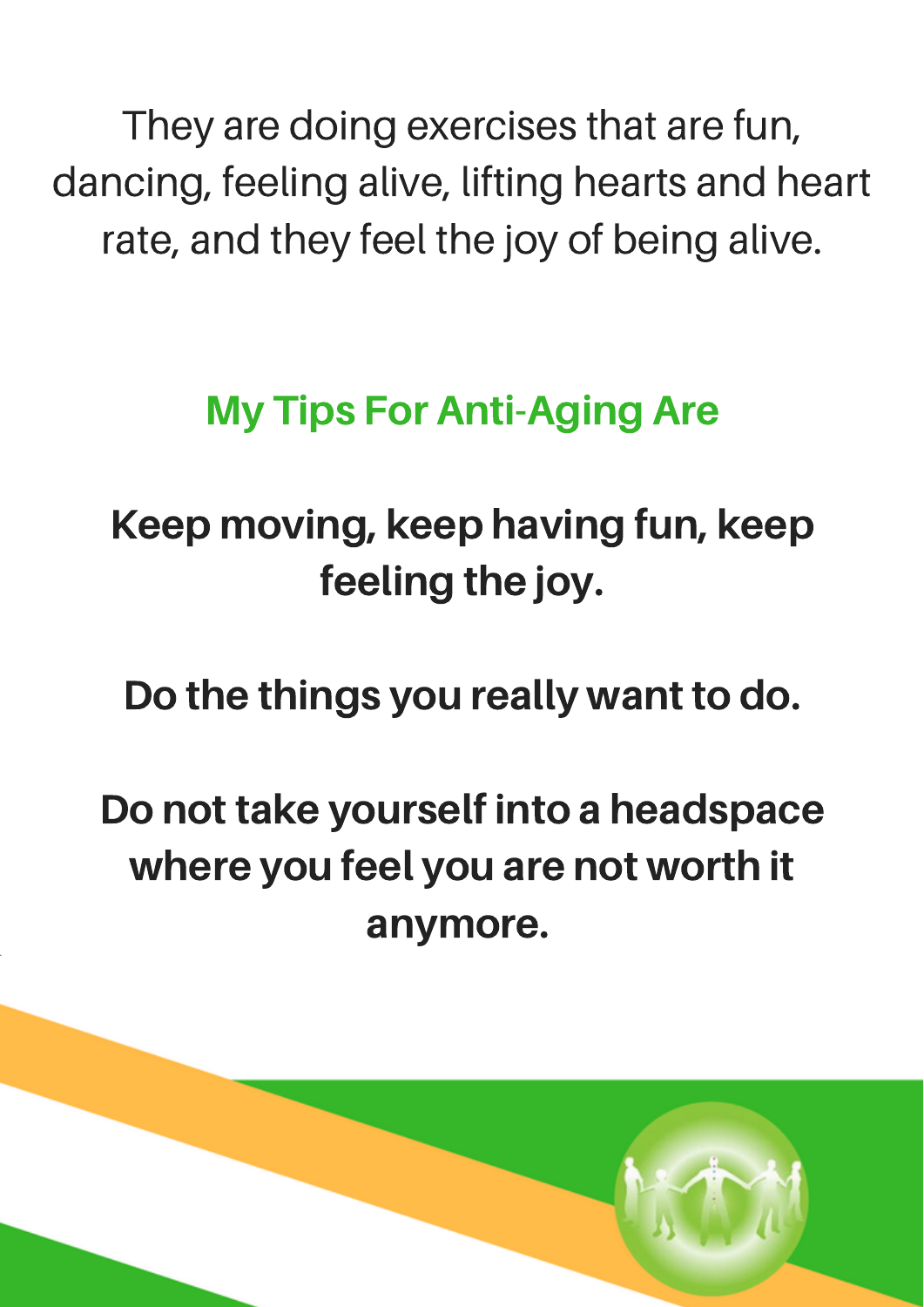They are doing exercises that are fun, dancing, feeling alive, lifting hearts and heart rate, and they feel the joy of being alive.

## My Tips For Anti-Aging Are

**Keep moving, keep having fun, keep feeling the joy.**

**Do the things you really want to do.**

**Do not take yourself into a headspace where you feel you are not worth it anymore.**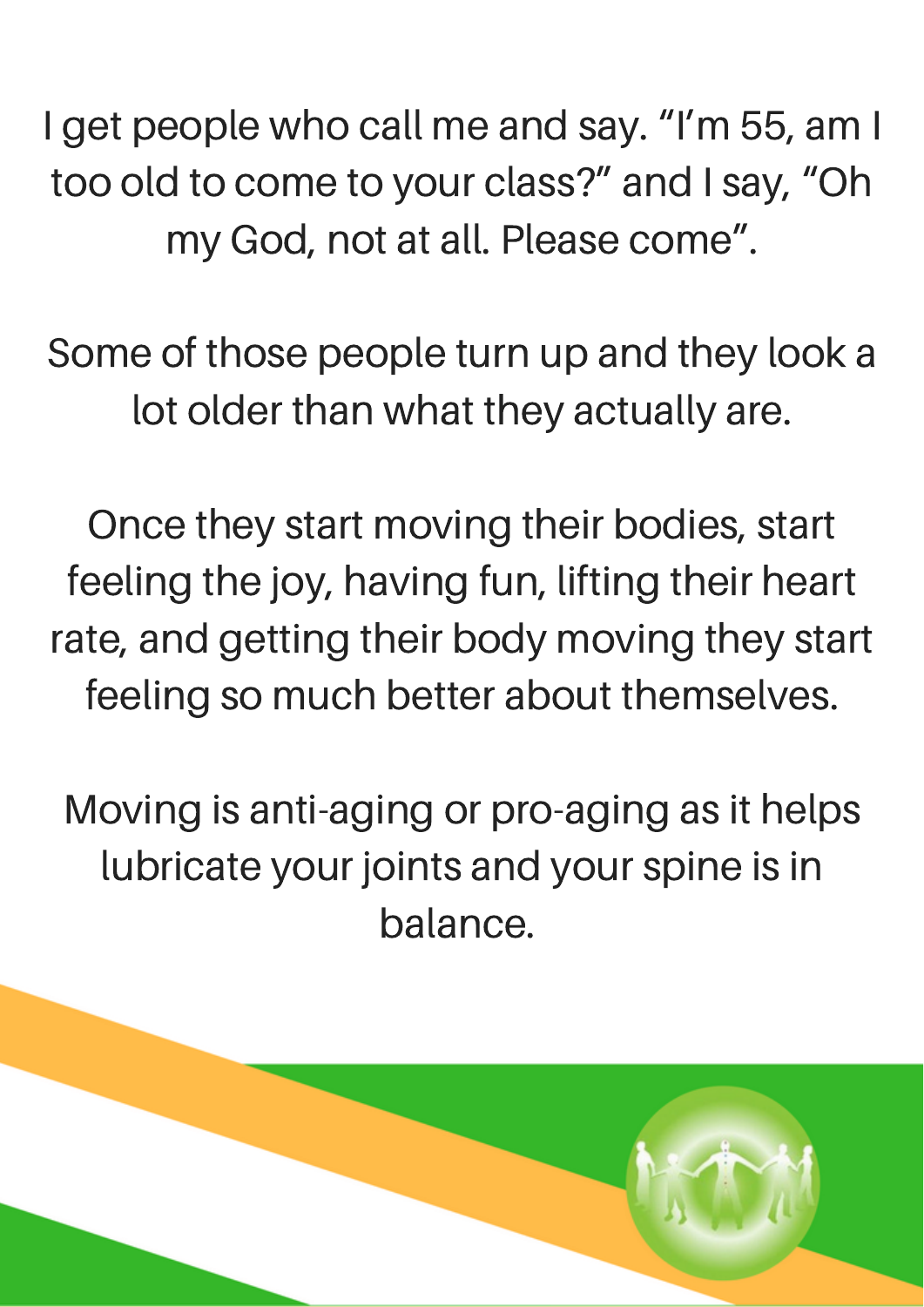I get people who call me and say. "I'm 55, am I too old to come to your class?" and I say, "Oh my God, not at all. Please come".

Some of those people turn up and they look a lot older than what they actually are.

Once they start moving their bodies, start feeling the joy, having fun, lifting their heart rate, and getting their body moving they start feeling so much better about themselves.

Moving is anti-aging or pro-aging as it helps lubricate your joints and your spine is in balance.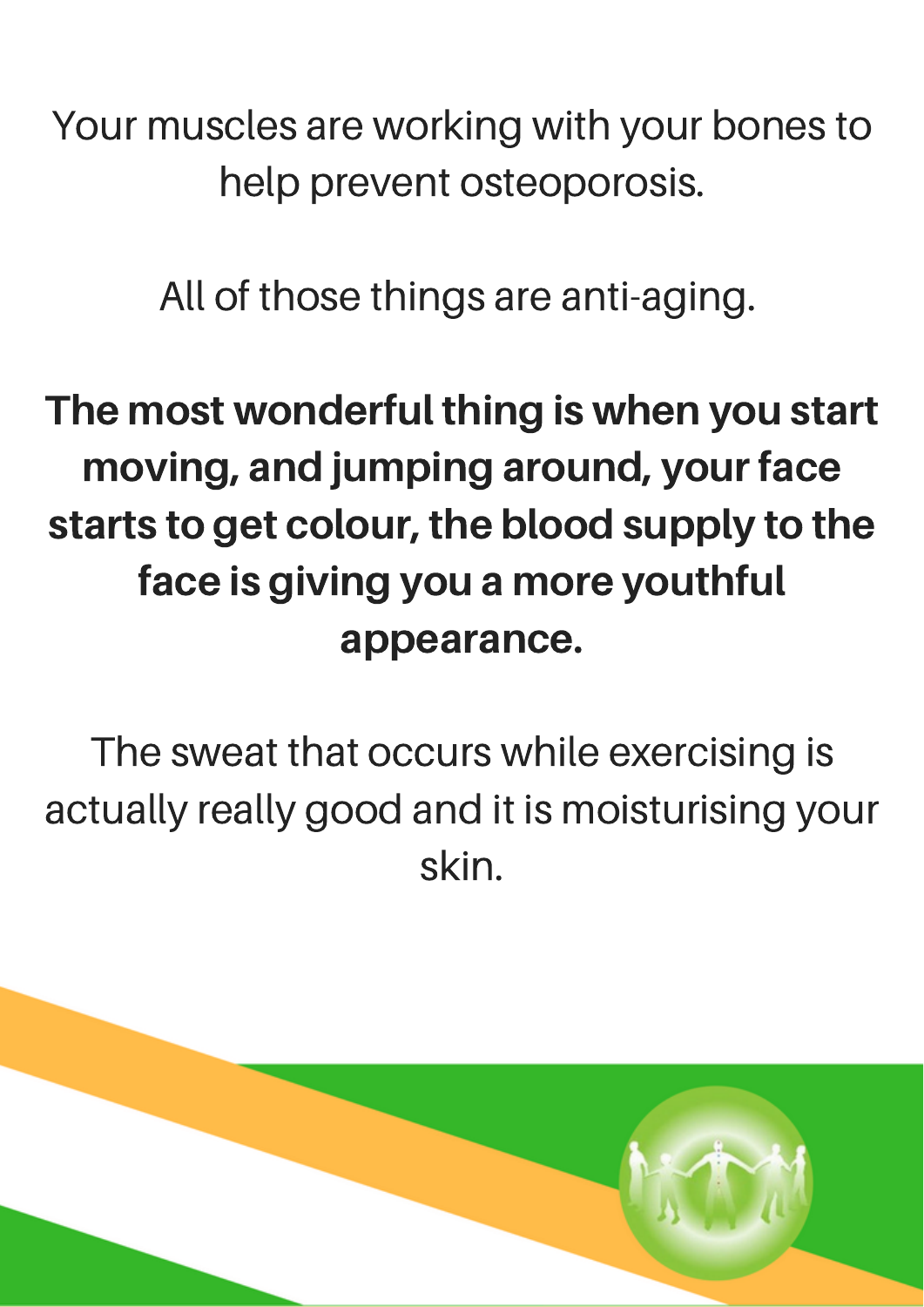Your muscles are working with your bones to help prevent osteoporosis.

All of those things are anti-aging.

**The most wonderful thing is when you start moving, and jumping around, your face starts to get colour, the blood supply to the face is giving you a more youthful appearance.**

The sweat that occurs while exercising is actually really good and it is moisturising your skin.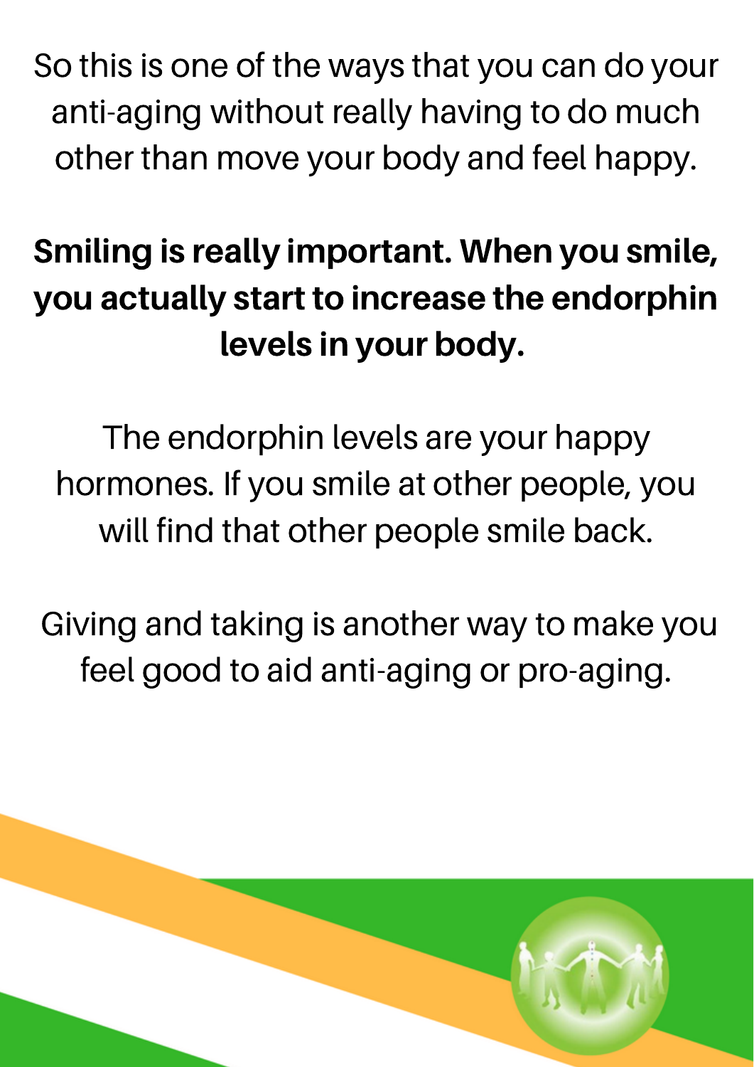So this is one of the ways that you can do your anti-aging without really having to do much other than move your body and feel happy.

**Smiling is really important. When you smile, you actually start to increase the endorphin levels in your body.**

The endorphin levels are your happy hormones. If you smile at other people, you will find that other people smile back.

Giving and taking is another way to make you feel good to aid anti-aging or pro-aging.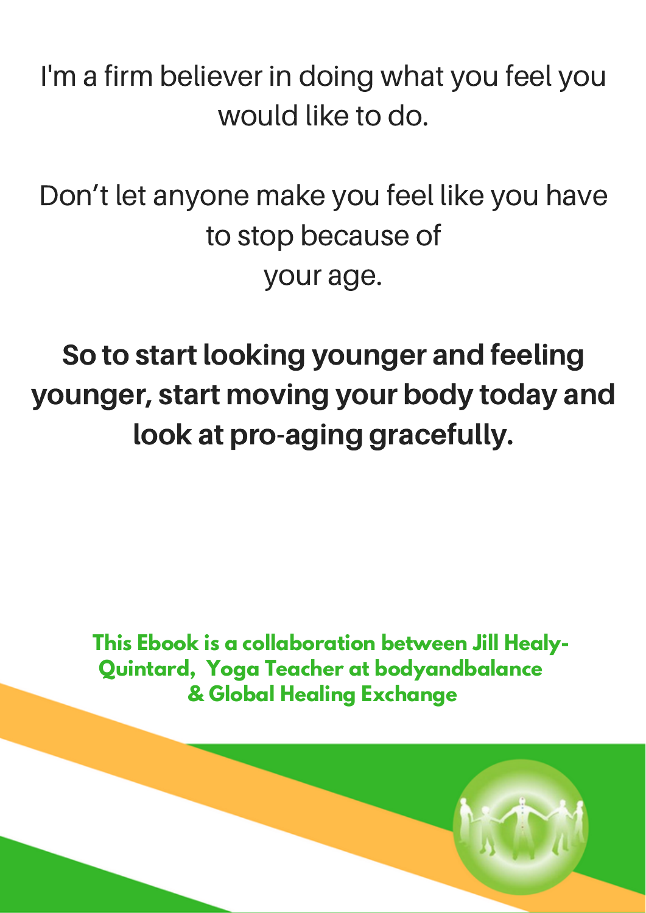I'm a firm believer in doing what you feel you would like to do.

Don’t let anyone make you feel like you have to stop because of your age.

**So to start looking younger and feeling younger, start moving your body today and look at pro-aging gracefully.**

**This Ebook is a collaboration between Jill Healy-Quintard, Yoga Teacher at bodyandbalance & Global Healing Exchange**